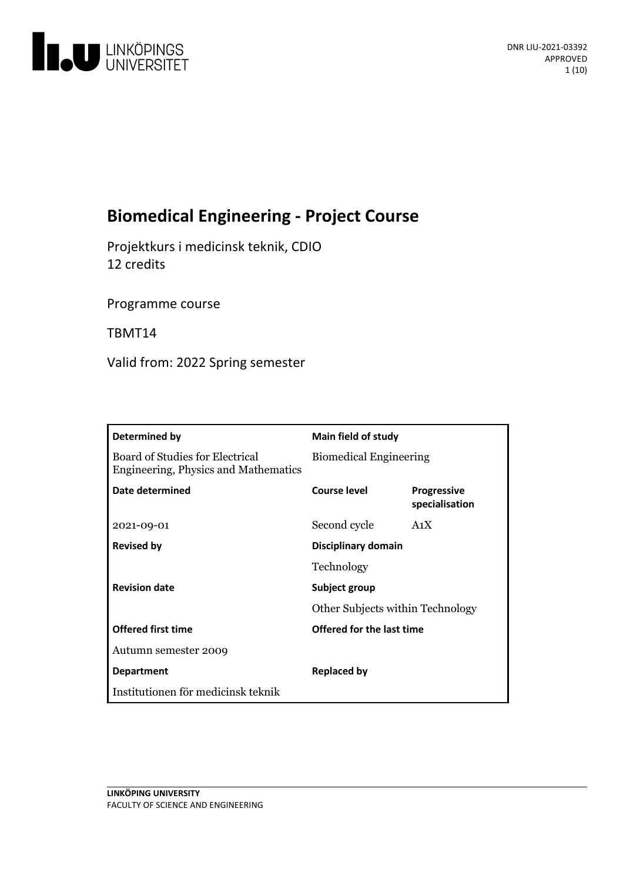DNR LIU-2021-03392
APPROVED

# Biomedical Engineering - Project Course

Projektkurs i medicinsk teknik, CDIO
12 credits

Programme course

TBMT14

Valid from: 2022 Spring semester

| Determined by | Main field of study | |
|---|---|---|
| Board of Studies for Electrical Engineering, Physics and Mathematics | Biomedical Engineering | |
| **Date determined** | **Course level** | **Progressive specialisation** |
| 2021-09-01 | Second cycle | A1X |
| **Revised by** | **Disciplinary domain** | |
| | Technology | |
| **Revision date** | **Subject group** | |
| | Other Subjects within Technology | |
| **Offered first time** | **Offered for the last time** | |
| Autumn semester 2009 | | |
| **Department** | **Replaced by** | |
| Institutionen för medicinsk teknik | | |

LINKÖPING UNIVERSITY
FACULTY OF SCIENCE AND ENGINEERING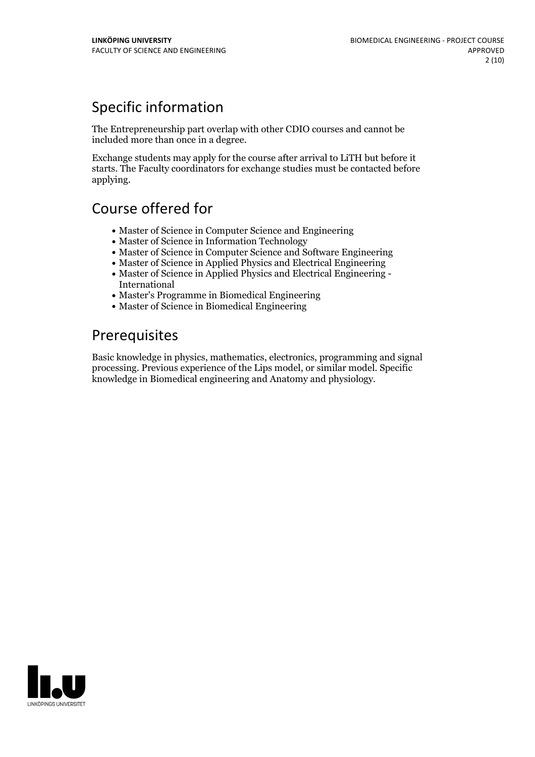## Specific information

The Entrepreneurship part overlap with other CDIO courses and cannot be included more than once in a degree.

Exchange students may apply for the course after arrival to LiTH but before it starts. The Faculty coordinators for exchange studies must be contacted before applying.

## Course offered for

- Master of Science in Computer Science and Engineering
- Master of Science in Information Technology
- Master of Science in Computer Science and Software Engineering
- Master of Science in Applied Physics and Electrical Engineering
- Master of Science in Applied Physics and Electrical Engineering - International
- Master's Programme in Biomedical Engineering
- Master of Science in Biomedical Engineering

## Prerequisites

Basic knowledge in physics, mathematics, electronics, programming and signal processing. Previous experience of the Lips model, or similar model. Specific knowledge in Biomedical engineering and Anatomy and physiology.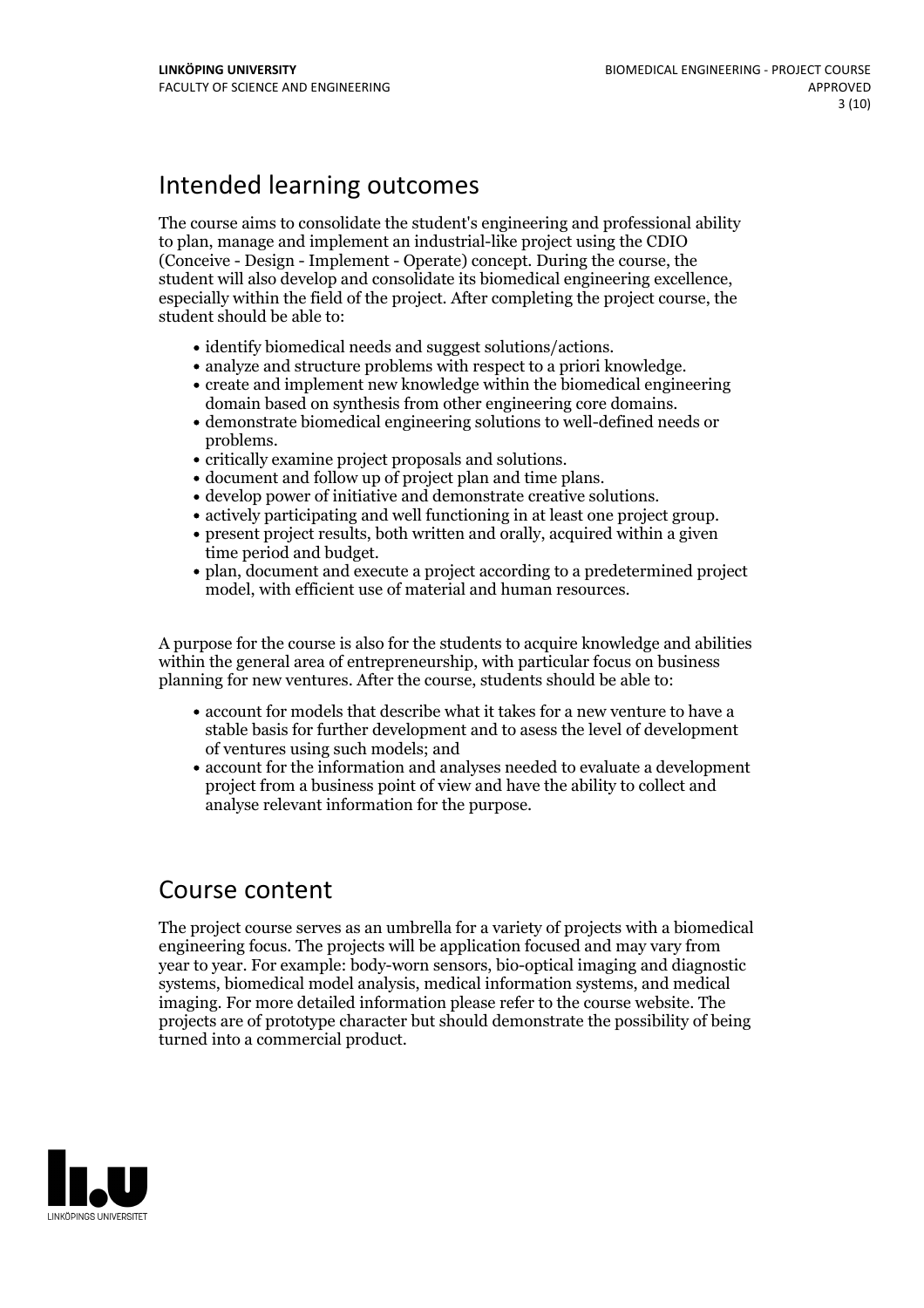## Intended learning outcomes

The course aims to consolidate the student's engineering and professional ability to plan, manage and implement an industrial-like project using the CDIO (Conceive - Design - Implement - Operate) concept. During the course, the student will also develop and consolidate its biomedical engineering excellence, especially within the field of the project. After completing the project course, the student should be able to:

- identify biomedical needs and suggest solutions/actions.
- analyze and structure problems with respect to a priori knowledge.
- create and implement new knowledge within the biomedical engineering domain based on synthesis from other engineering core domains.
- demonstrate biomedical engineering solutions to well-defined needs or problems.
- critically examine project proposals and solutions.
- document and follow up of project plan and time plans.
- develop power of initiative and demonstrate creative solutions.
- actively participating and well functioning in at least one project group.
- present project results, both written and orally, acquired within a given time period and budget.
- plan, document and execute a project according to a predetermined project model, with efficient use of material and human resources.

A purpose for the course is also for the students to acquire knowledge and abilities within the general area of entrepreneurship, with particular focus on business planning for new ventures. After the course, students should be able to:

- account for models that describe what it takes for a new venture to have a stable basis for further development and to asess the level of development of ventures using such models; and
- account for the information and analyses needed to evaluate a development project from a business point of view and have the ability to collect and analyse relevant information for the purpose.

## Course content

The project course serves as an umbrella for a variety of projects with a biomedical engineering focus. The projects will be application focused and may vary from year to year. For example: body-worn sensors, bio-optical imaging and diagnostic systems, biomedical model analysis, medical information systems, and medical imaging. For more detailed information please refer to the course website. The projects are of prototype character but should demonstrate the possibility of being turned into a commercial product.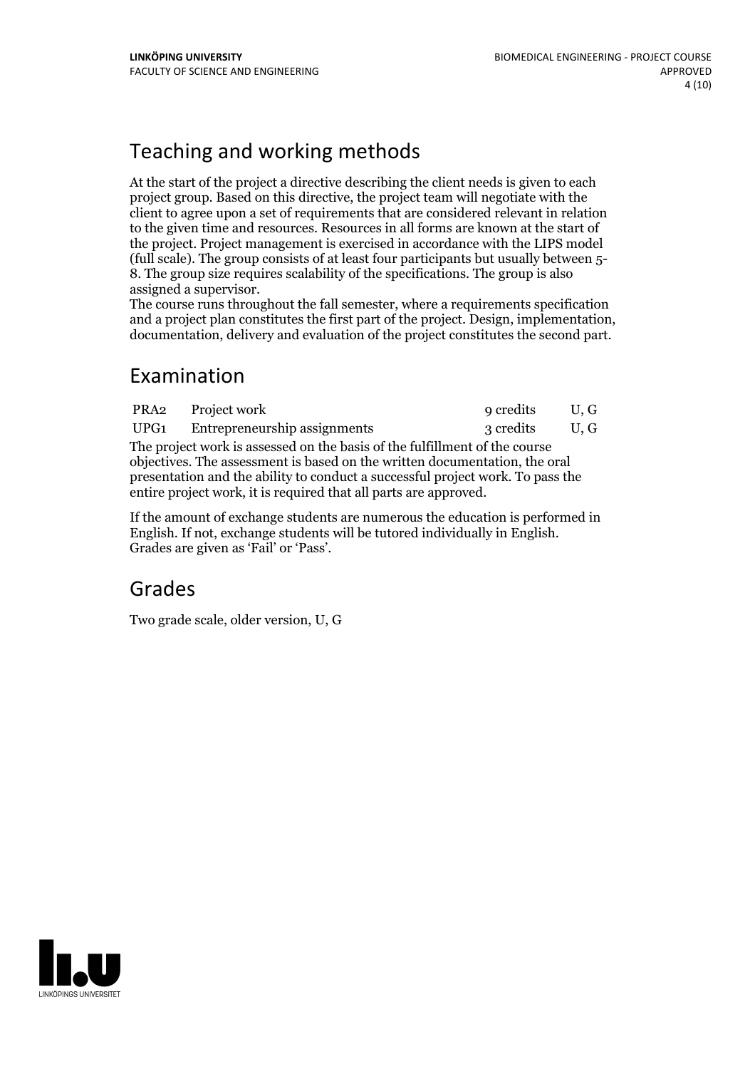## Teaching and working methods

At the start of the project a directive describing the client needs is given to each project group. Based on this directive, the project team will negotiate with the client to agree upon a set of requirements that are considered relevant in relation to the given time and resources. Resources in all forms are known at the start of the project. Project management is exercised in accordance with the LIPS model (full scale). The group consists of at least four participants but usually between 5-8. The group size requires scalability of the specifications. The group is also assigned a supervisor.
The course runs throughout the fall semester, where a requirements specification and a project plan constitutes the first part of the project. Design, implementation, documentation, delivery and evaluation of the project constitutes the second part.

## Examination

| | | | |
|---|---|---|---|
| PRA2 | Project work | 9 credits | U, G |
| UPG1 | Entrepreneurship assignments | 3 credits | U, G |

The project work is assessed on the basis of the fulfillment of the course objectives. The assessment is based on the written documentation, the oral presentation and the ability to conduct a successful project work. To pass the entire project work, it is required that all parts are approved.

If the amount of exchange students are numerous the education is performed in English. If not, exchange students will be tutored individually in English. Grades are given as 'Fail' or 'Pass'.

## Grades

Two grade scale, older version, U, G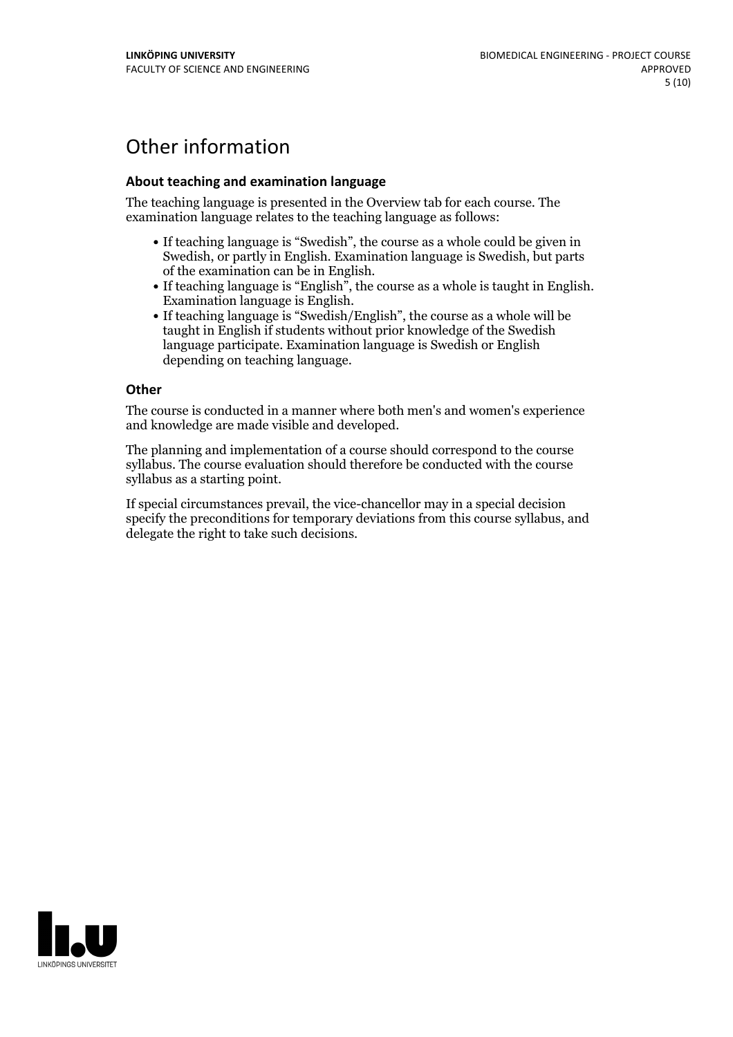# Other information

### About teaching and examination language

The teaching language is presented in the Overview tab for each course. The examination language relates to the teaching language as follows:

- If teaching language is "Swedish", the course as a whole could be given in Swedish, or partly in English. Examination language is Swedish, but parts of the examination can be in English.
- If teaching language is "English", the course as a whole is taught in English. Examination language is English.
- If teaching language is "Swedish/English", the course as a whole will be taught in English if students without prior knowledge of the Swedish language participate. Examination language is Swedish or English depending on teaching language.

### Other

The course is conducted in a manner where both men's and women's experience and knowledge are made visible and developed.

The planning and implementation of a course should correspond to the course syllabus. The course evaluation should therefore be conducted with the course syllabus as a starting point.

If special circumstances prevail, the vice-chancellor may in a special decision specify the preconditions for temporary deviations from this course syllabus, and delegate the right to take such decisions.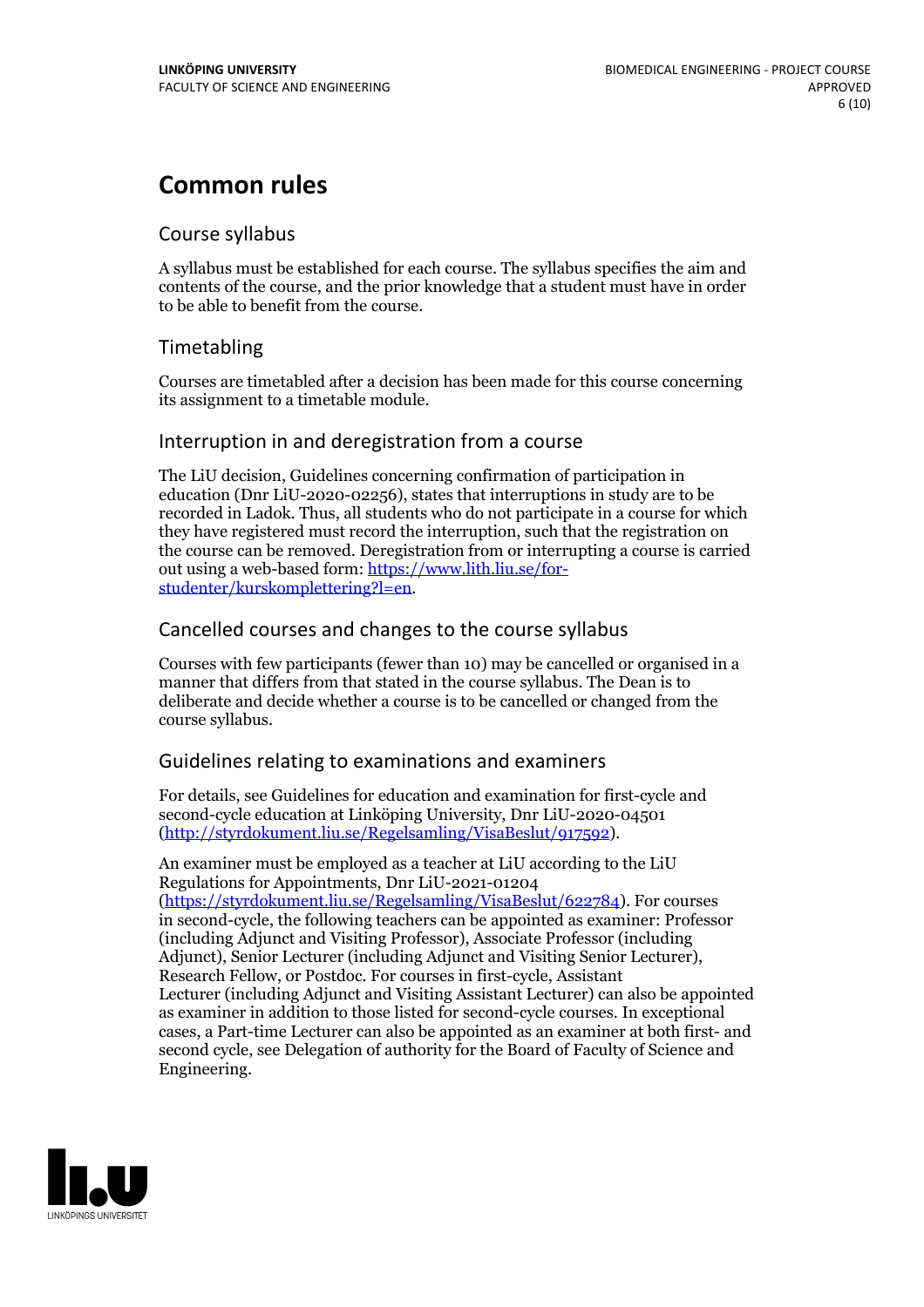# Common rules

## Course syllabus

A syllabus must be established for each course. The syllabus specifies the aim and contents of the course, and the prior knowledge that a student must have in order to be able to benefit from the course.

## Timetabling

Courses are timetabled after a decision has been made for this course concerning its assignment to a timetable module.

## Interruption in and deregistration from a course

The LiU decision, Guidelines concerning confirmation of participation in education (Dnr LiU-2020-02256), states that interruptions in study are to be recorded in Ladok. Thus, all students who do not participate in a course for which they have registered must record the interruption, such that the registration on the course can be removed. Deregistration from or interrupting a course is carried out using a web-based form: [https://www.lith.liu.se/for-studenter/kurskomplettering?l=en](https://www.lith.liu.se/for-studenter/kurskomplettering?l=en).

## Cancelled courses and changes to the course syllabus

Courses with few participants (fewer than 10) may be cancelled or organised in a manner that differs from that stated in the course syllabus. The Dean is to deliberate and decide whether a course is to be cancelled or changed from the course syllabus.

## Guidelines relating to examinations and examiners

For details, see Guidelines for education and examination for first-cycle and second-cycle education at Linköping University, Dnr LiU-2020-04501 ([http://styrdokument.liu.se/Regelsamling/VisaBeslut/917592](http://styrdokument.liu.se/Regelsamling/VisaBeslut/917592)).

An examiner must be employed as a teacher at LiU according to the LiU Regulations for Appointments, Dnr LiU-2021-01204 ([https://styrdokument.liu.se/Regelsamling/VisaBeslut/622784](https://styrdokument.liu.se/Regelsamling/VisaBeslut/622784)). For courses in second-cycle, the following teachers can be appointed as examiner: Professor (including Adjunct and Visiting Professor), Associate Professor (including Adjunct), Senior Lecturer (including Adjunct and Visiting Senior Lecturer), Research Fellow, or Postdoc. For courses in first-cycle, Assistant Lecturer (including Adjunct and Visiting Assistant Lecturer) can also be appointed as examiner in addition to those listed for second-cycle courses. In exceptional cases, a Part-time Lecturer can also be appointed as an examiner at both first- and second cycle, see Delegation of authority for the Board of Faculty of Science and Engineering.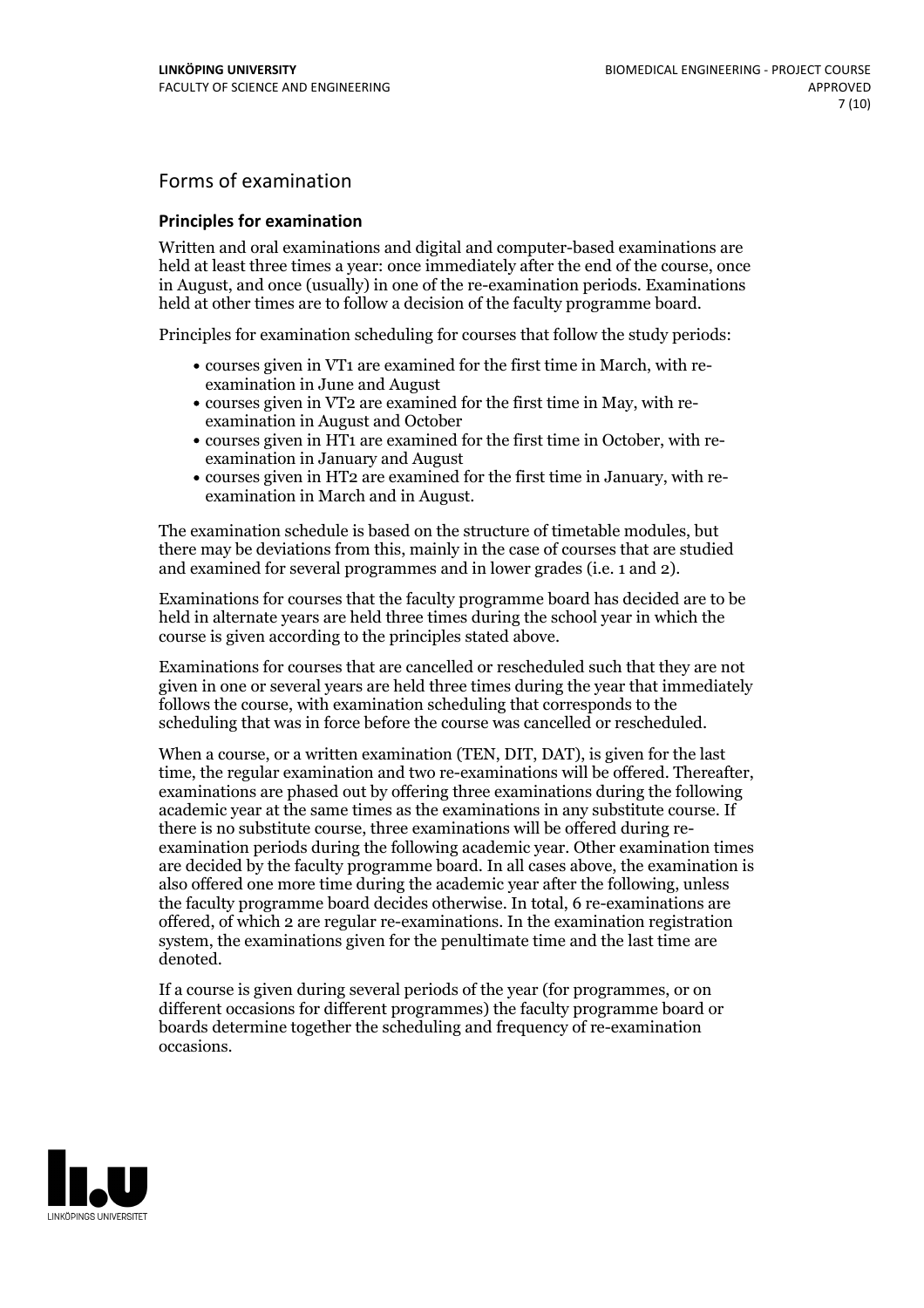## Forms of examination

### Principles for examination

Written and oral examinations and digital and computer-based examinations are held at least three times a year: once immediately after the end of the course, once in August, and once (usually) in one of the re-examination periods. Examinations held at other times are to follow a decision of the faculty programme board.

Principles for examination scheduling for courses that follow the study periods:

- courses given in VT1 are examined for the first time in March, with re-examination in June and August
- courses given in VT2 are examined for the first time in May, with re-examination in August and October
- courses given in HT1 are examined for the first time in October, with re-examination in January and August
- courses given in HT2 are examined for the first time in January, with re-examination in March and in August.

The examination schedule is based on the structure of timetable modules, but there may be deviations from this, mainly in the case of courses that are studied and examined for several programmes and in lower grades (i.e. 1 and 2).

Examinations for courses that the faculty programme board has decided are to be held in alternate years are held three times during the school year in which the course is given according to the principles stated above.

Examinations for courses that are cancelled or rescheduled such that they are not given in one or several years are held three times during the year that immediately follows the course, with examination scheduling that corresponds to the scheduling that was in force before the course was cancelled or rescheduled.

When a course, or a written examination (TEN, DIT, DAT), is given for the last time, the regular examination and two re-examinations will be offered. Thereafter, examinations are phased out by offering three examinations during the following academic year at the same times as the examinations in any substitute course. If there is no substitute course, three examinations will be offered during re-examination periods during the following academic year. Other examination times are decided by the faculty programme board. In all cases above, the examination is also offered one more time during the academic year after the following, unless the faculty programme board decides otherwise. In total, 6 re-examinations are offered, of which 2 are regular re-examinations. In the examination registration system, the examinations given for the penultimate time and the last time are denoted.

If a course is given during several periods of the year (for programmes, or on different occasions for different programmes) the faculty programme board or boards determine together the scheduling and frequency of re-examination occasions.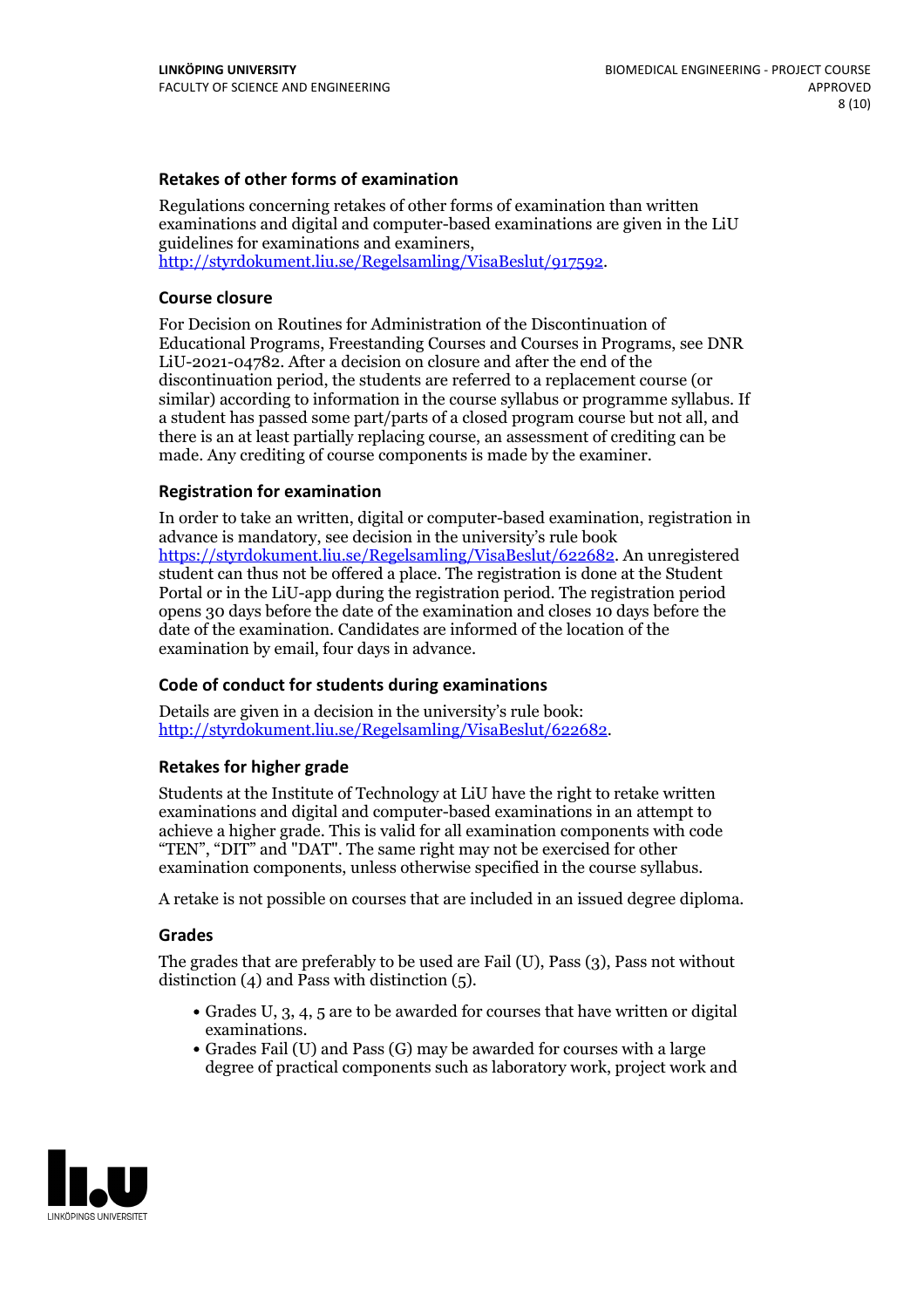### Retakes of other forms of examination

Regulations concerning retakes of other forms of examination than written examinations and digital and computer-based examinations are given in the LiU guidelines for examinations and examiners, http://styrdokument.liu.se/Regelsamling/VisaBeslut/917592.

### Course closure

For Decision on Routines for Administration of the Discontinuation of Educational Programs, Freestanding Courses and Courses in Programs, see DNR LiU-2021-04782. After a decision on closure and after the end of the discontinuation period, the students are referred to a replacement course (or similar) according to information in the course syllabus or programme syllabus. If a student has passed some part/parts of a closed program course but not all, and there is an at least partially replacing course, an assessment of crediting can be made. Any crediting of course components is made by the examiner.

### Registration for examination

In order to take an written, digital or computer-based examination, registration in advance is mandatory, see decision in the university's rule book https://styrdokument.liu.se/Regelsamling/VisaBeslut/622682. An unregistered student can thus not be offered a place. The registration is done at the Student Portal or in the LiU-app during the registration period. The registration period opens 30 days before the date of the examination and closes 10 days before the date of the examination. Candidates are informed of the location of the examination by email, four days in advance.

### Code of conduct for students during examinations

Details are given in a decision in the university's rule book: http://styrdokument.liu.se/Regelsamling/VisaBeslut/622682.

### Retakes for higher grade

Students at the Institute of Technology at LiU have the right to retake written examinations and digital and computer-based examinations in an attempt to achieve a higher grade. This is valid for all examination components with code "TEN", "DIT" and "DAT". The same right may not be exercised for other examination components, unless otherwise specified in the course syllabus.

A retake is not possible on courses that are included in an issued degree diploma.

### Grades

The grades that are preferably to be used are Fail (U), Pass (3), Pass not without distinction (4) and Pass with distinction (5).

- Grades U, 3, 4, 5 are to be awarded for courses that have written or digital examinations.
- Grades Fail (U) and Pass (G) may be awarded for courses with a large degree of practical components such as laboratory work, project work and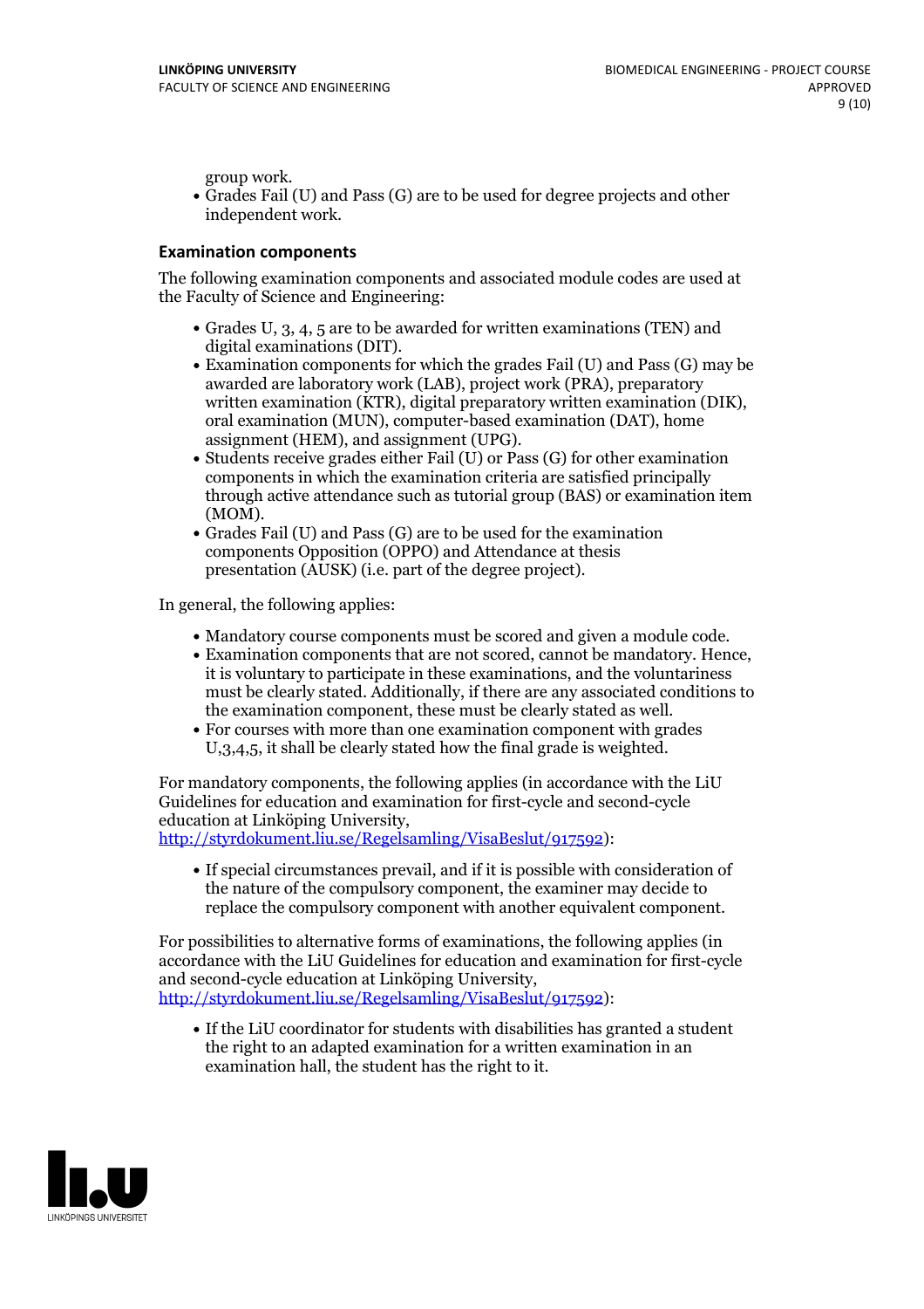group work.
- Grades Fail (U) and Pass (G) are to be used for degree projects and other independent work.

### Examination components

The following examination components and associated module codes are used at the Faculty of Science and Engineering:

- Grades U, 3, 4, 5 are to be awarded for written examinations (TEN) and digital examinations (DIT).
- Examination components for which the grades Fail (U) and Pass (G) may be awarded are laboratory work (LAB), project work (PRA), preparatory written examination (KTR), digital preparatory written examination (DIK), oral examination (MUN), computer-based examination (DAT), home assignment (HEM), and assignment (UPG).
- Students receive grades either Fail (U) or Pass (G) for other examination components in which the examination criteria are satisfied principally through active attendance such as tutorial group (BAS) or examination item (MOM).
- Grades Fail (U) and Pass (G) are to be used for the examination components Opposition (OPPO) and Attendance at thesis presentation (AUSK) (i.e. part of the degree project).

In general, the following applies:

- Mandatory course components must be scored and given a module code.
- Examination components that are not scored, cannot be mandatory. Hence, it is voluntary to participate in these examinations, and the voluntariness must be clearly stated. Additionally, if there are any associated conditions to the examination component, these must be clearly stated as well.
- For courses with more than one examination component with grades U,3,4,5, it shall be clearly stated how the final grade is weighted.

For mandatory components, the following applies (in accordance with the LiU Guidelines for education and examination for first-cycle and second-cycle education at Linköping University, http://styrdokument.liu.se/Regelsamling/VisaBeslut/917592):

- If special circumstances prevail, and if it is possible with consideration of the nature of the compulsory component, the examiner may decide to replace the compulsory component with another equivalent component.

For possibilities to alternative forms of examinations, the following applies (in accordance with the LiU Guidelines for education and examination for first-cycle and second-cycle education at Linköping University, http://styrdokument.liu.se/Regelsamling/VisaBeslut/917592):

- If the LiU coordinator for students with disabilities has granted a student the right to an adapted examination for a written examination in an examination hall, the student has the right to it.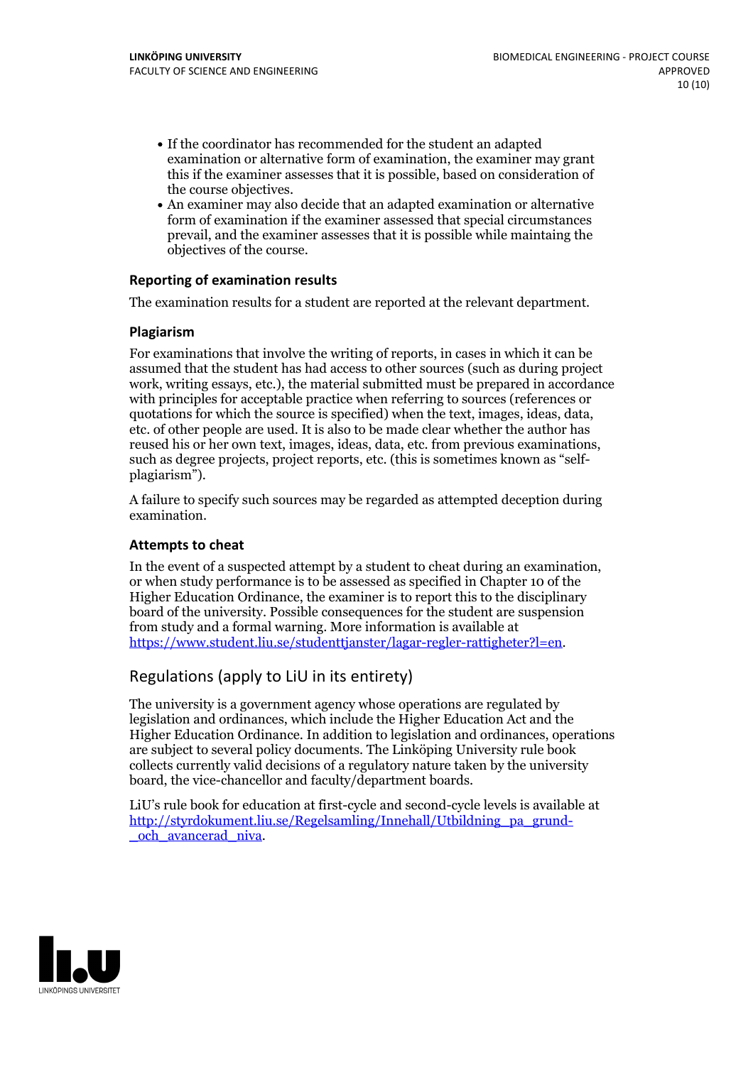- If the coordinator has recommended for the student an adapted examination or alternative form of examination, the examiner may grant this if the examiner assesses that it is possible, based on consideration of the course objectives.
- An examiner may also decide that an adapted examination or alternative form of examination if the examiner assessed that special circumstances prevail, and the examiner assesses that it is possible while maintaing the objectives of the course.

### Reporting of examination results

The examination results for a student are reported at the relevant department.

### Plagiarism

For examinations that involve the writing of reports, in cases in which it can be assumed that the student has had access to other sources (such as during project work, writing essays, etc.), the material submitted must be prepared in accordance with principles for acceptable practice when referring to sources (references or quotations for which the source is specified) when the text, images, ideas, data, etc. of other people are used. It is also to be made clear whether the author has reused his or her own text, images, ideas, data, etc. from previous examinations, such as degree projects, project reports, etc. (this is sometimes known as "self-plagiarism").

A failure to specify such sources may be regarded as attempted deception during examination.

### Attempts to cheat

In the event of a suspected attempt by a student to cheat during an examination, or when study performance is to be assessed as specified in Chapter 10 of the Higher Education Ordinance, the examiner is to report this to the disciplinary board of the university. Possible consequences for the student are suspension from study and a formal warning. More information is available at https://www.student.liu.se/studenttjanster/lagar-regler-rattigheter?l=en.

## Regulations (apply to LiU in its entirety)

The university is a government agency whose operations are regulated by legislation and ordinances, which include the Higher Education Act and the Higher Education Ordinance. In addition to legislation and ordinances, operations are subject to several policy documents. The Linköping University rule book collects currently valid decisions of a regulatory nature taken by the university board, the vice-chancellor and faculty/department boards.

LiU's rule book for education at first-cycle and second-cycle levels is available at http://styrdokument.liu.se/Regelsamling/Innehall/Utbildning_pa_grund-_och_avancerad_niva.